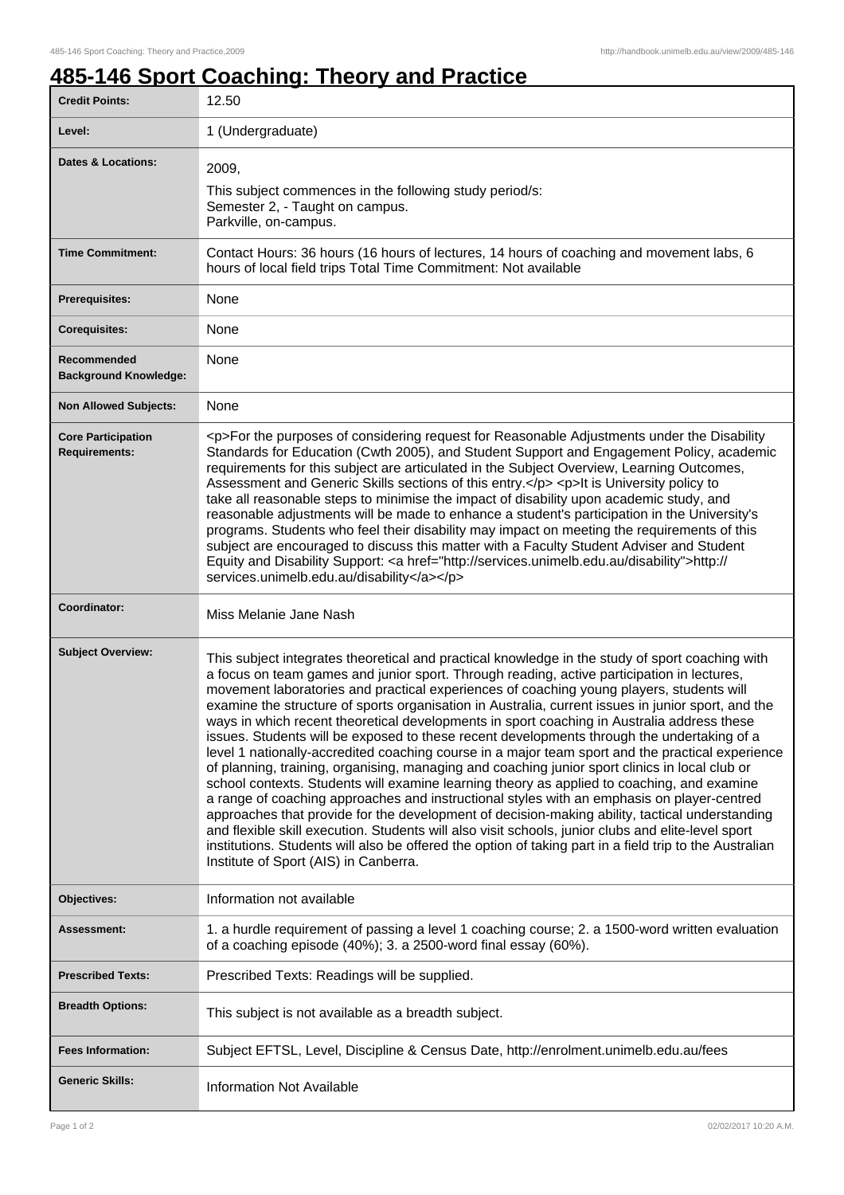# 485-146 Sport Coaching: Theory and Practice

| | |
|---|---|
| **Credit Points:** | 12.50 |
| **Level:** | 1 (Undergraduate) |
| **Dates & Locations:** | 2009,<br>This subject commences in the following study period/s:<br>Semester 2, - Taught on campus.<br>Parkville, on-campus. |
| **Time Commitment:** | Contact Hours: 36 hours (16 hours of lectures, 14 hours of coaching and movement labs, 6 hours of local field trips Total Time Commitment: Not available |
| **Prerequisites:** | None |
| **Corequisites:** | None |
| **Recommended Background Knowledge:** | None |
| **Non Allowed Subjects:** | None |
| **Core Participation Requirements:** | <p>For the purposes of considering request for Reasonable Adjustments under the Disability Standards for Education (Cwth 2005), and Student Support and Engagement Policy, academic requirements for this subject are articulated in the Subject Overview, Learning Outcomes, Assessment and Generic Skills sections of this entry.</p> <p>It is University policy to take all reasonable steps to minimise the impact of disability upon academic study, and reasonable adjustments will be made to enhance a student's participation in the University's programs. Students who feel their disability may impact on meeting the requirements of this subject are encouraged to discuss this matter with a Faculty Student Adviser and Student Equity and Disability Support: <a href="http://services.unimelb.edu.au/disability">http://services.unimelb.edu.au/disability</a></p> |
| **Coordinator:** | Miss Melanie Jane Nash |
| **Subject Overview:** | This subject integrates theoretical and practical knowledge in the study of sport coaching with a focus on team games and junior sport. Through reading, active participation in lectures, movement laboratories and practical experiences of coaching young players, students will examine the structure of sports organisation in Australia, current issues in junior sport, and the ways in which recent theoretical developments in sport coaching in Australia address these issues. Students will be exposed to these recent developments through the undertaking of a level 1 nationally-accredited coaching course in a major team sport and the practical experience of planning, training, organising, managing and coaching junior sport clinics in local club or school contexts. Students will examine learning theory as applied to coaching, and examine a range of coaching approaches and instructional styles with an emphasis on player-centred approaches that provide for the development of decision-making ability, tactical understanding and flexible skill execution. Students will also visit schools, junior clubs and elite-level sport institutions. Students will also be offered the option of taking part in a field trip to the Australian Institute of Sport (AIS) in Canberra. |
| **Objectives:** | Information not available |
| **Assessment:** | 1. a hurdle requirement of passing a level 1 coaching course; 2. a 1500-word written evaluation of a coaching episode (40%); 3. a 2500-word final essay (60%). |
| **Prescribed Texts:** | Prescribed Texts: Readings will be supplied. |
| **Breadth Options:** | This subject is not available as a breadth subject. |
| **Fees Information:** | Subject EFTSL, Level, Discipline & Census Date, http://enrolment.unimelb.edu.au/fees |
| **Generic Skills:** | Information Not Available |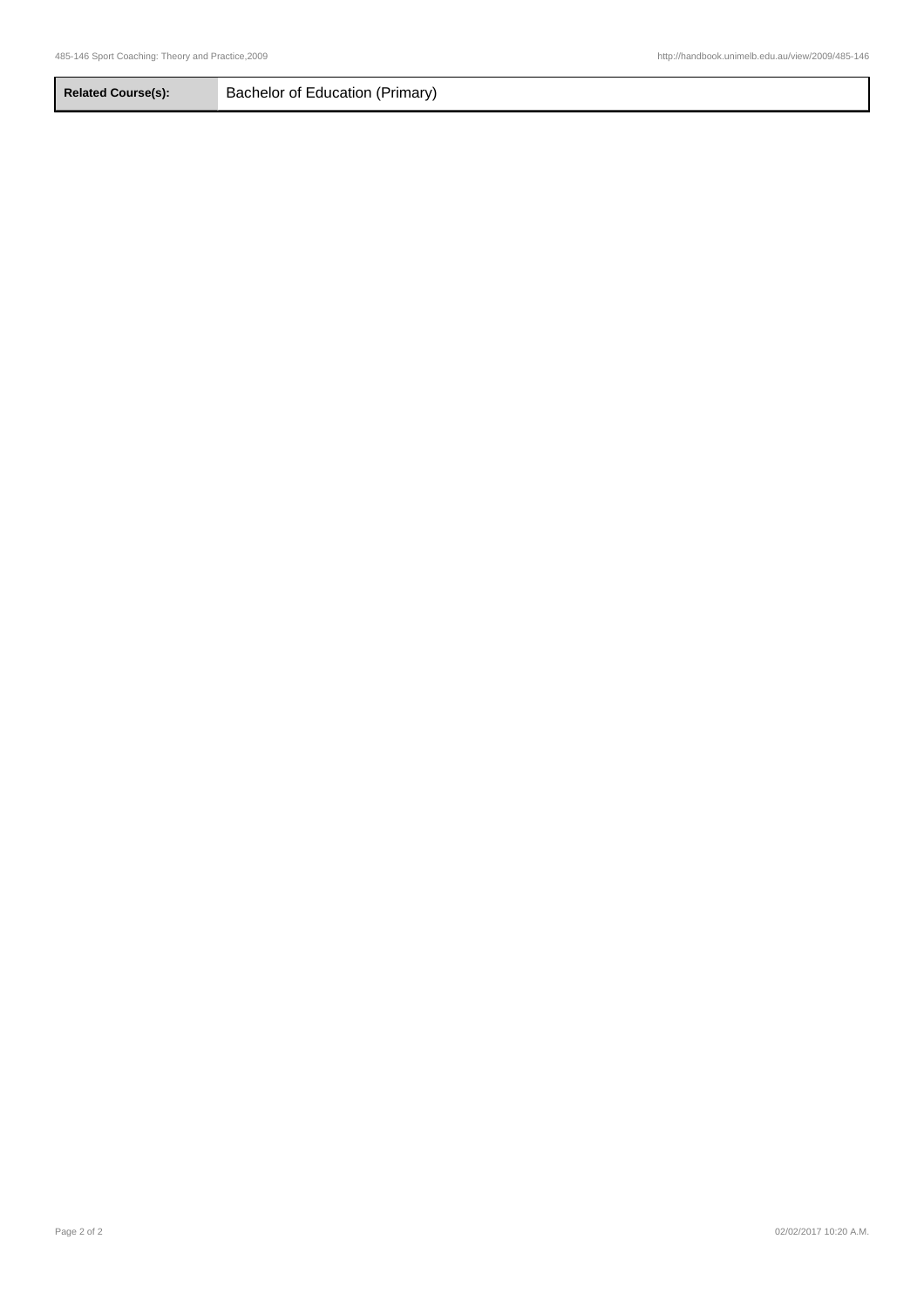| | |
|---|---|
| **Related Course(s):** | Bachelor of Education (Primary) |